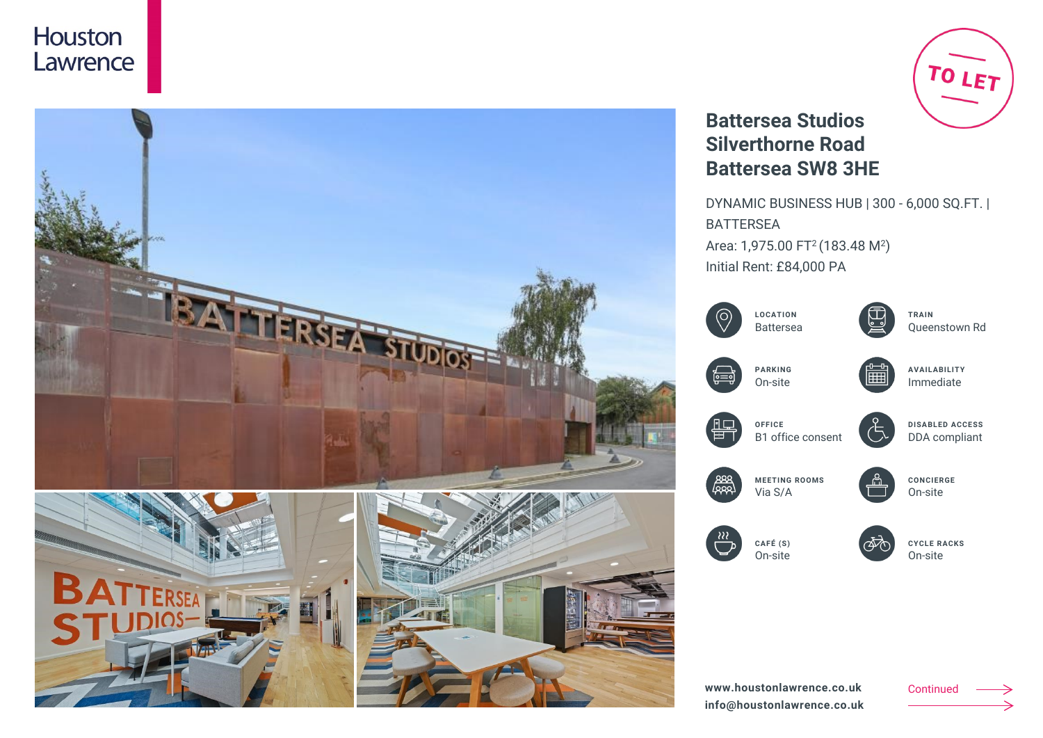Houston Lawrence

TO LET

# Battersea Studios
# Silverthorne Road
# Battersea SW8 3HE

DYNAMIC BUSINESS HUB | 300 - 6,000 SQ.FT. | BATTERSEA

Area: 1,975.00 $FT^2$ (183.48 $M^2$)

Initial Rent: £84,000 PA

| | |
|---|---|
| **LOCATION** Battersea | **TRAIN** Queenstown Rd |
| **PARKING** On-site | **AVAILABILITY** Immediate |
| **OFFICE** B1 office consent | **DISABLED ACCESS** DDA compliant |
| **MEETING ROOMS** Via S/A | **CONCIERGE** On-site |
| **CAFÉ (S)** On-site | **CYCLE RACKS** On-site |

**www.houstonlawrence.co.uk**
**info@houstonlawrence.co.uk**

Continued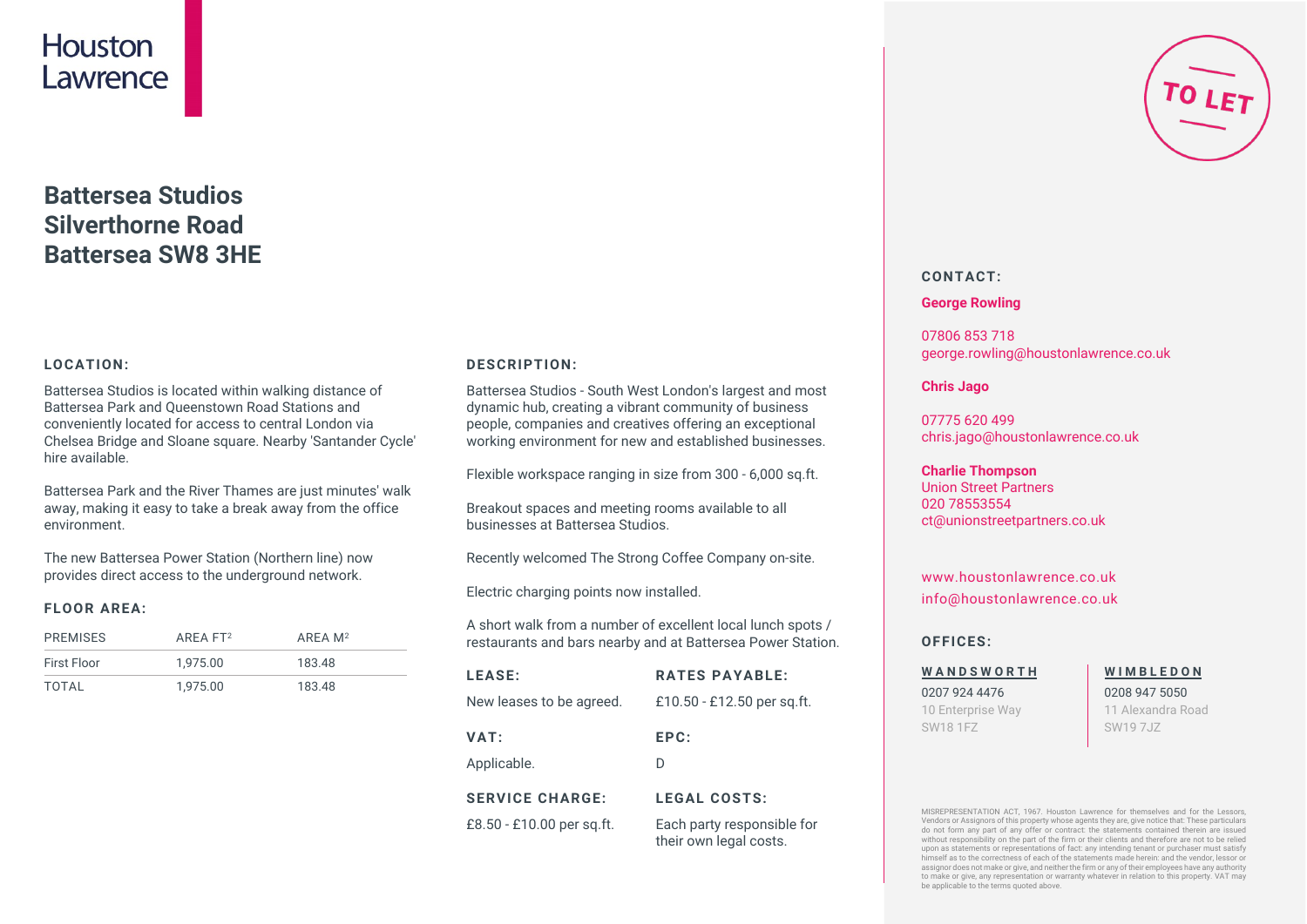Houston Lawrence

TO LET

# Battersea Studios
# Silverthorne Road
# Battersea SW8 3HE

### LOCATION:

Battersea Studios is located within walking distance of Battersea Park and Queenstown Road Stations and conveniently located for access to central London via Chelsea Bridge and Sloane square. Nearby 'Santander Cycle' hire available.

Battersea Park and the River Thames are just minutes' walk away, making it easy to take a break away from the office environment.

The new Battersea Power Station (Northern line) now provides direct access to the underground network.

### FLOOR AREA:

| PREMISES | AREA FT² | AREA M² |
|---|---|---|
| First Floor | 1,975.00 | 183.48 |
| TOTAL | 1,975.00 | 183.48 |

### DESCRIPTION:

Battersea Studios - South West London's largest and most dynamic hub, creating a vibrant community of business people, companies and creatives offering an exceptional working environment for new and established businesses.

Flexible workspace ranging in size from 300 - 6,000 sq.ft.

Breakout spaces and meeting rooms available to all businesses at Battersea Studios.

Recently welcomed The Strong Coffee Company on-site.

Electric charging points now installed.

A short walk from a number of excellent local lunch spots / restaurants and bars nearby and at Battersea Power Station.

### LEASE:

New leases to be agreed.

### RATES PAYABLE:

£10.50 - £12.50 per sq.ft.

### VAT:

Applicable.

### EPC:

D

### SERVICE CHARGE:

£8.50 - £10.00 per sq.ft.

### LEGAL COSTS:

Each party responsible for their own legal costs.

### CONTACT:

**George Rowling**

07806 853 718
george.rowling@houstonlawrence.co.uk

**Chris Jago**

07775 620 499
chris.jago@houstonlawrence.co.uk

**Charlie Thompson**
Union Street Partners
020 78553554
ct@unionstreetpartners.co.uk

www.houstonlawrence.co.uk
info@houstonlawrence.co.uk

### OFFICES:

**WANDSWORTH**
0207 924 4476
10 Enterprise Way
SW18 1FZ

**WIMBLEDON**
0208 947 5050
11 Alexandra Road
SW19 7JZ

MISREPRESENTATION ACT, 1967. Houston Lawrence for themselves and for the Lessors, Vendors or Assignors of this property whose agents they are, give notice that: These particulars do not form any part of any offer or contract: the statements contained therein are issued without responsibility on the part of the firm or their clients and therefore are not to be relied upon as statements or representations of fact: any intending tenant or purchaser must satisfy himself as to the correctness of each of the statements made herein: and the vendor, lessor or assignor does not make or give, and neither the firm or any of their employees have any authority to make or give, any representation or warranty whatever in relation to this property. VAT may be applicable to the terms quoted above.